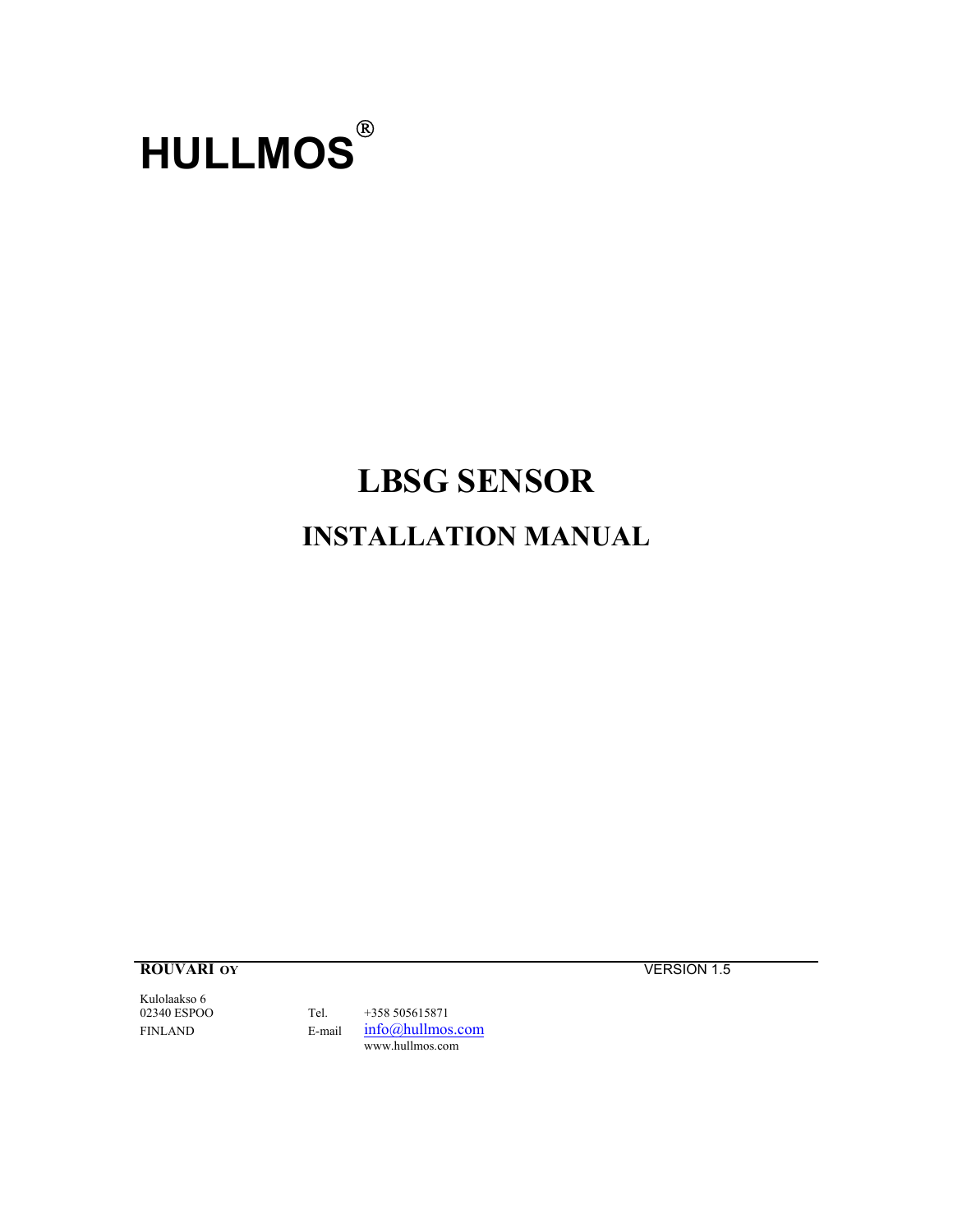# HULLMOS®

# LBSG SENSOR

## INSTALLATION MANUAL

**ROUVARI OY** VERSION 1.5

Kulolaakso 6
02340 ESPOO
FINLAND

Tel. +358 505615871
E-mail info@hullmos.com
www.hullmos.com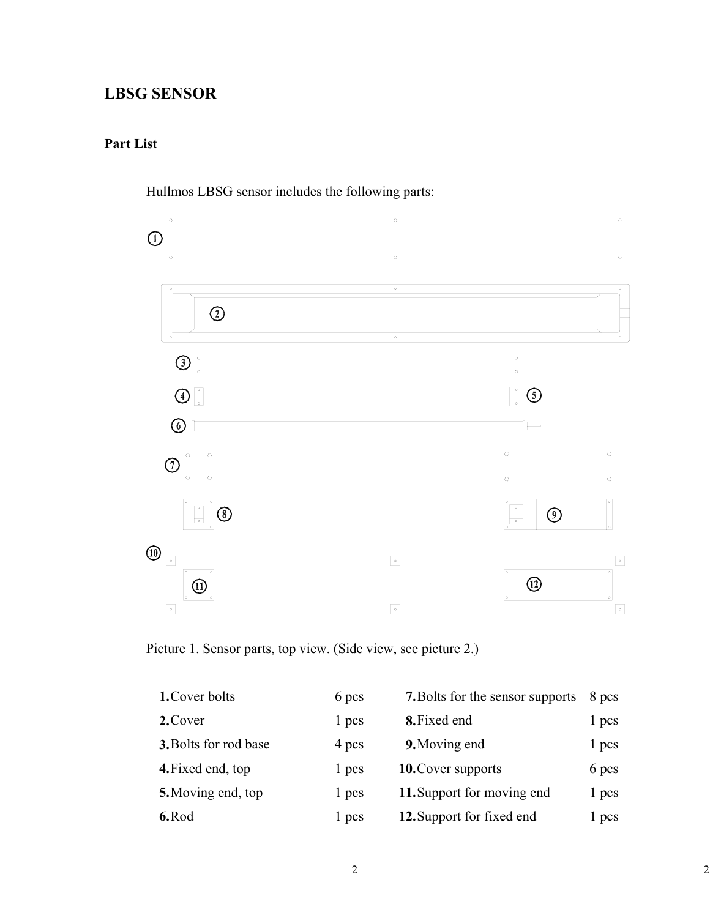# LBSG SENSOR

## Part List

Hullmos LBSG sensor includes the following parts:

Picture 1. Sensor parts, top view. (Side view, see picture 2.)

| | | | | |
|---|---|---|---|---|
| **1.** Cover bolts | 6 pcs | | **7.** Bolts for the sensor supports | 8 pcs |
| **2.** Cover | 1 pcs | | **8.** Fixed end | 1 pcs |
| **3.** Bolts for rod base | 4 pcs | | **9.** Moving end | 1 pcs |
| **4.** Fixed end, top | 1 pcs | | **10.** Cover supports | 6 pcs |
| **5.** Moving end, top | 1 pcs | | **11.** Support for moving end | 1 pcs |
| **6.** Rod | 1 pcs | | **12.** Support for fixed end | 1 pcs |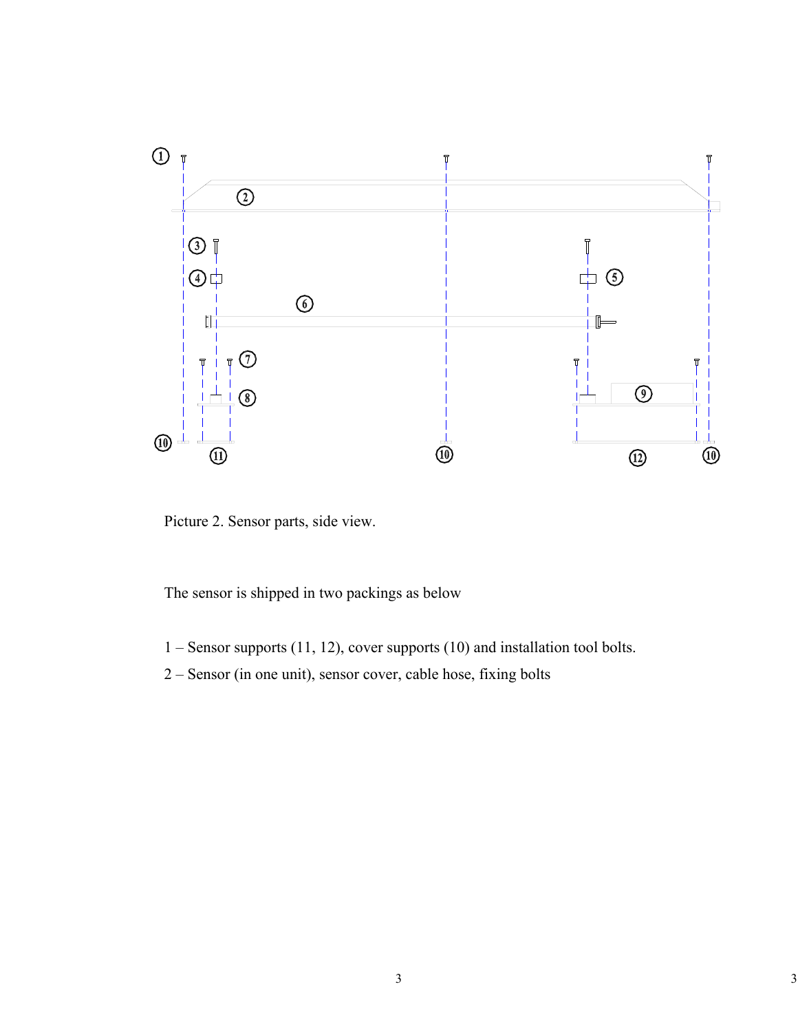Picture 2. Sensor parts, side view.

The sensor is shipped in two packings as below

1 – Sensor supports (11, 12), cover supports (10) and installation tool bolts.

2 – Sensor (in one unit), sensor cover, cable hose, fixing bolts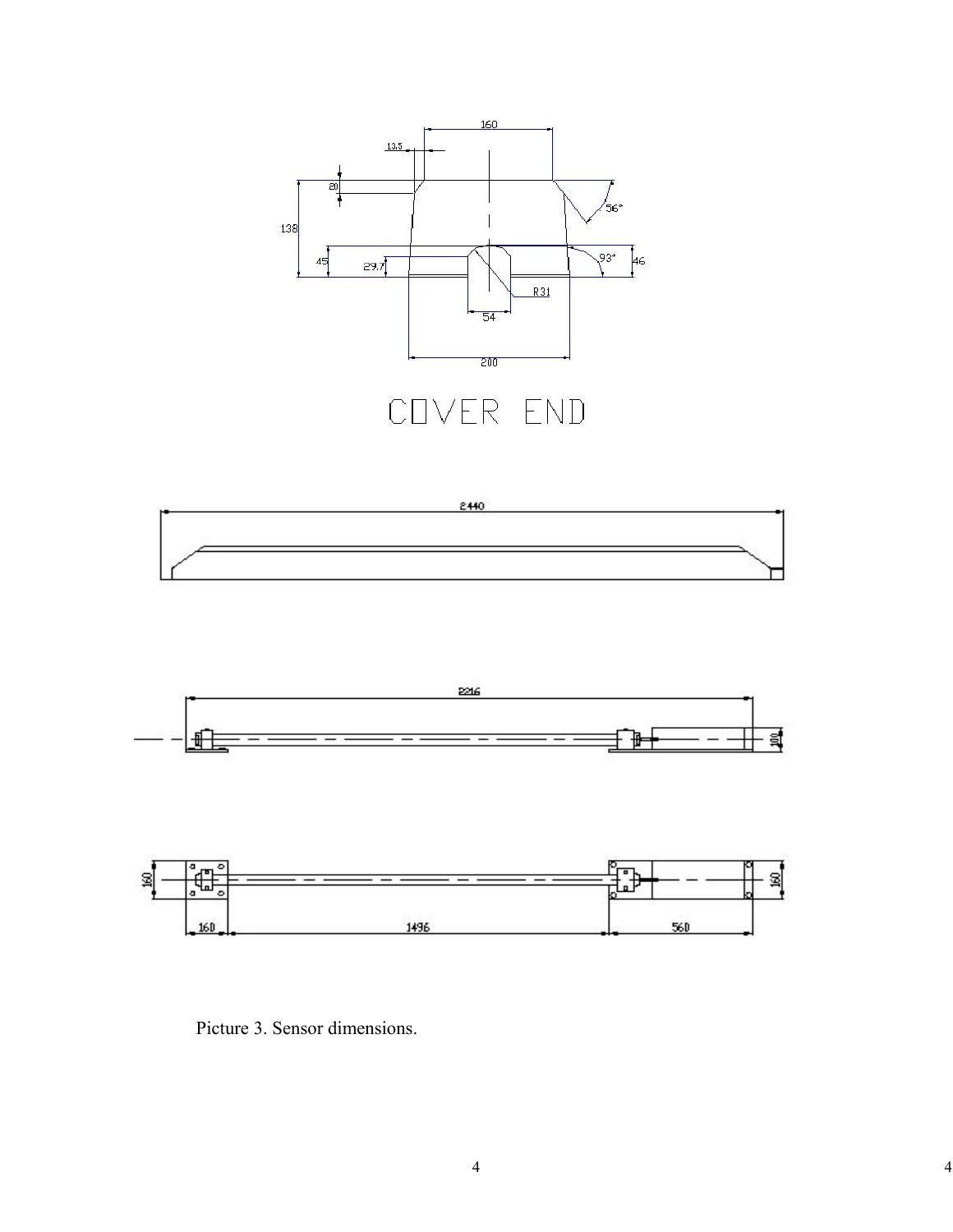COVER END

Picture 3. Sensor dimensions.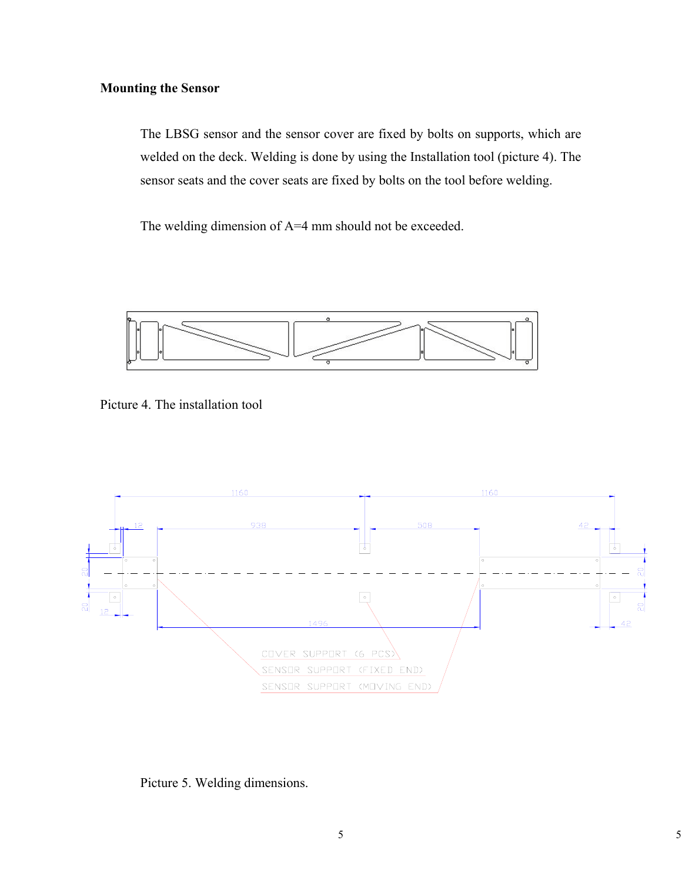**Mounting the Sensor**

The LBSG sensor and the sensor cover are fixed by bolts on supports, which are welded on the deck. Welding is done by using the Installation tool (picture 4). The sensor seats and the cover seats are fixed by bolts on the tool before welding.

The welding dimension of A=4 mm should not be exceeded.

Picture 4. The installation tool

Picture 5. Welding dimensions.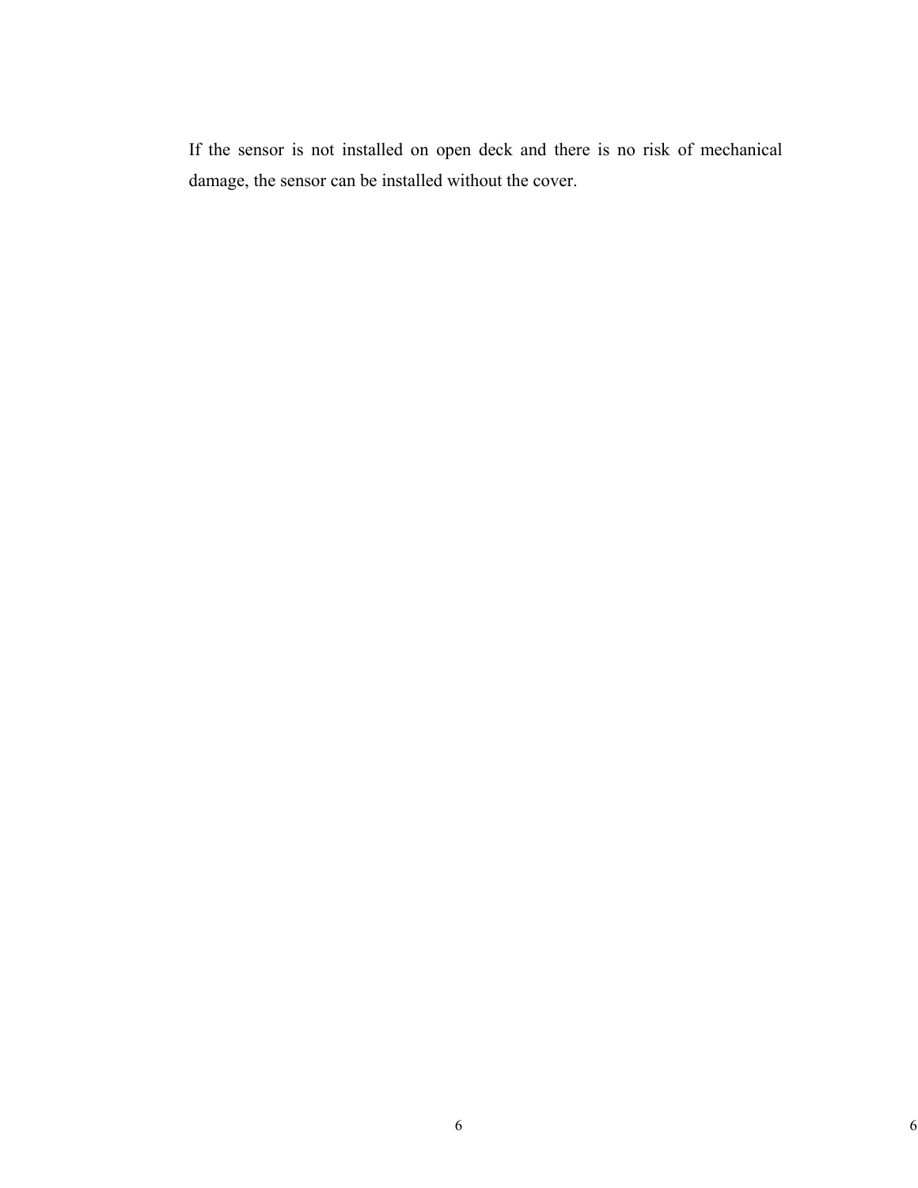If the sensor is not installed on open deck and there is no risk of mechanical damage, the sensor can be installed without the cover.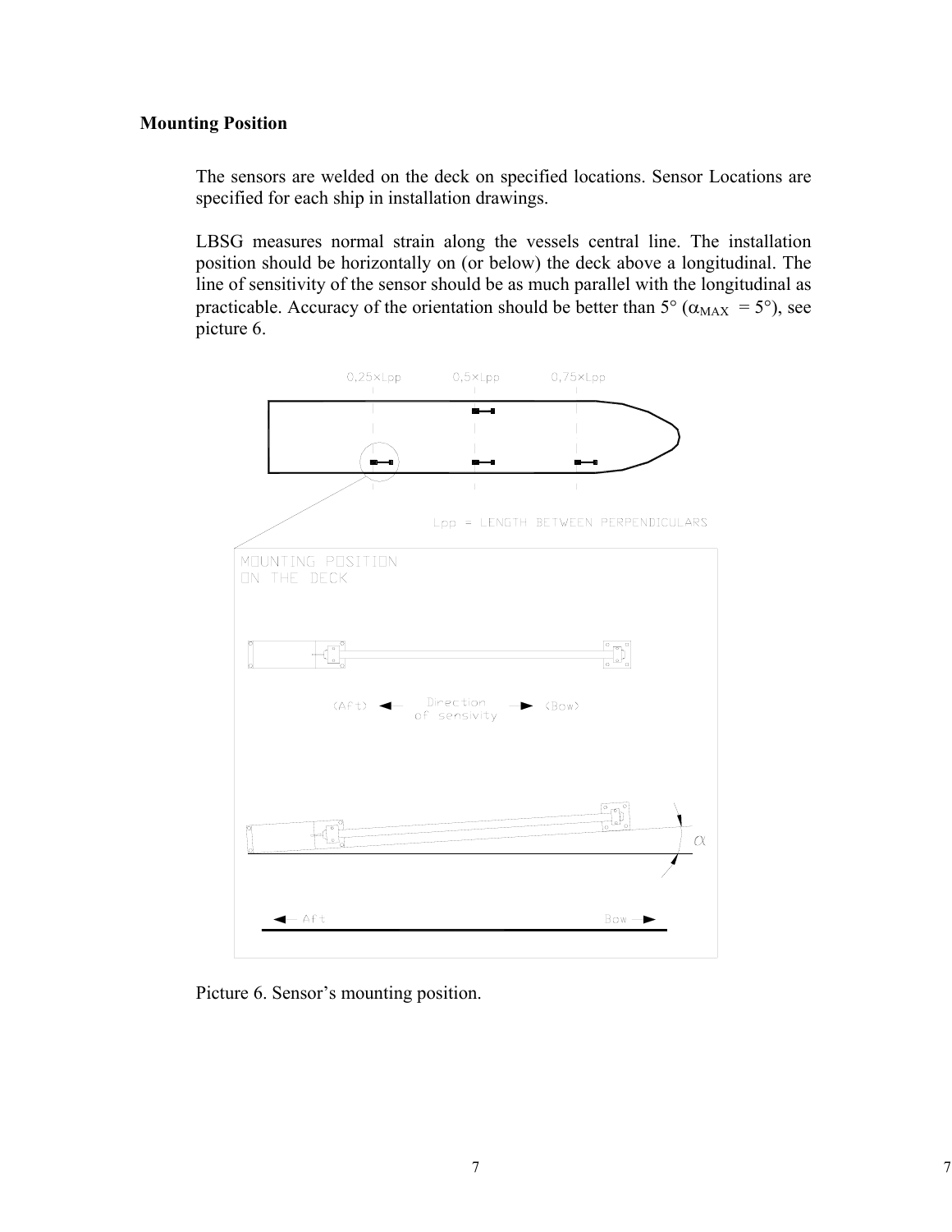**Mounting Position**

The sensors are welded on the deck on specified locations. Sensor Locations are specified for each ship in installation drawings.

LBSG measures normal strain along the vessels central line. The installation position should be horizontally on (or below) the deck above a longitudinal. The line of sensitivity of the sensor should be as much parallel with the longitudinal as practicable. Accuracy of the orientation should be better than 5° ($\alpha_{MAX} = 5°$), see picture 6.

Picture 6. Sensor's mounting position.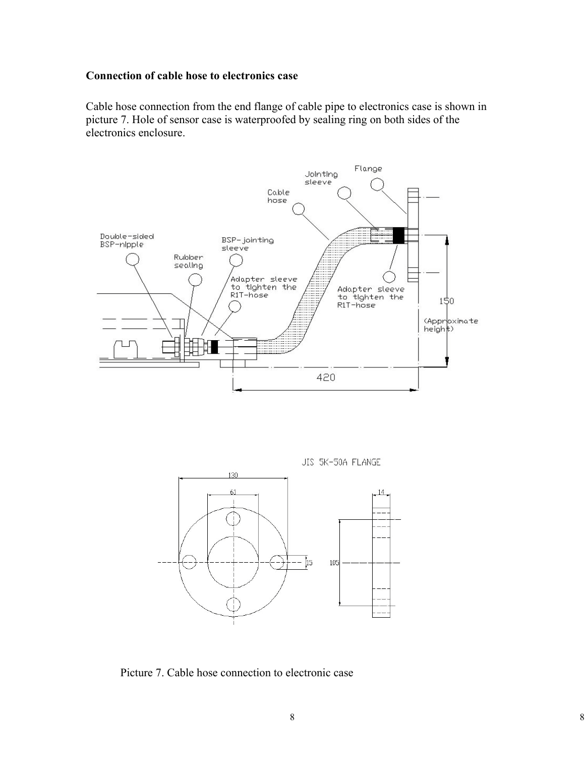**Connection of cable hose to electronics case**

Cable hose connection from the end flange of cable pipe to electronics case is shown in picture 7. Hole of sensor case is waterproofed by sealing ring on both sides of the electronics enclosure.

Picture 7. Cable hose connection to electronic case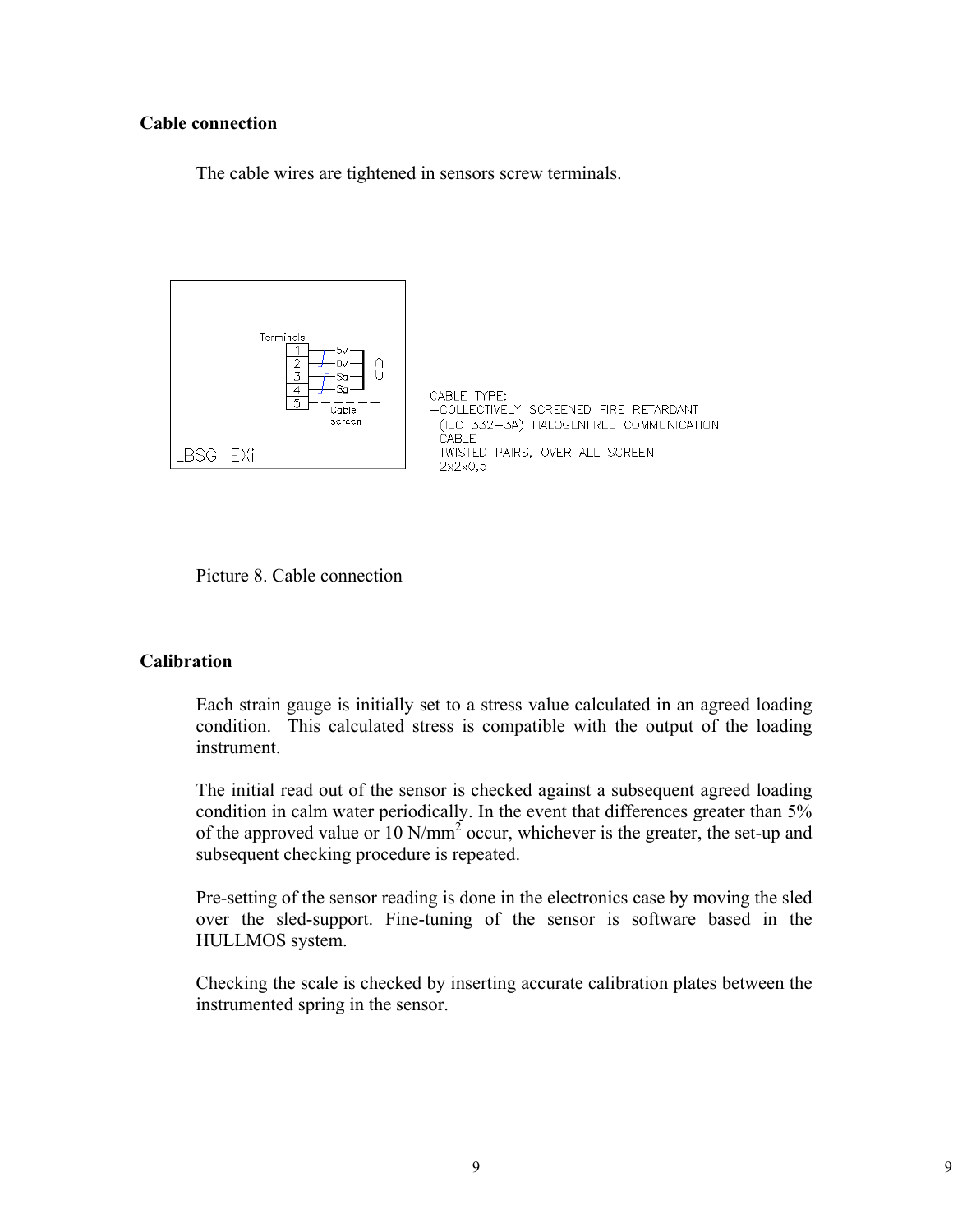## Cable connection

The cable wires are tightened in sensors screw terminals.

Terminals
1 5V
2 0v
3 Sg
4 Sg
5
Cable screen
LBSG_EXi

CABLE TYPE:
–COLLECTIVELY SCREENED FIRE RETARDANT (IEC 332–3A) HALOGENFREE COMMUNICATION CABLE
–TWISTED PAIRS, OVER ALL SCREEN
–2x2x0,5

Picture 8. Cable connection

## Calibration

Each strain gauge is initially set to a stress value calculated in an agreed loading condition. This calculated stress is compatible with the output of the loading instrument.

The initial read out of the sensor is checked against a subsequent agreed loading condition in calm water periodically. In the event that differences greater than 5% of the approved value or 10 $N/mm^2$ occur, whichever is the greater, the set-up and subsequent checking procedure is repeated.

Pre-setting of the sensor reading is done in the electronics case by moving the sled over the sled-support. Fine-tuning of the sensor is software based in the HULLMOS system.

Checking the scale is checked by inserting accurate calibration plates between the instrumented spring in the sensor.